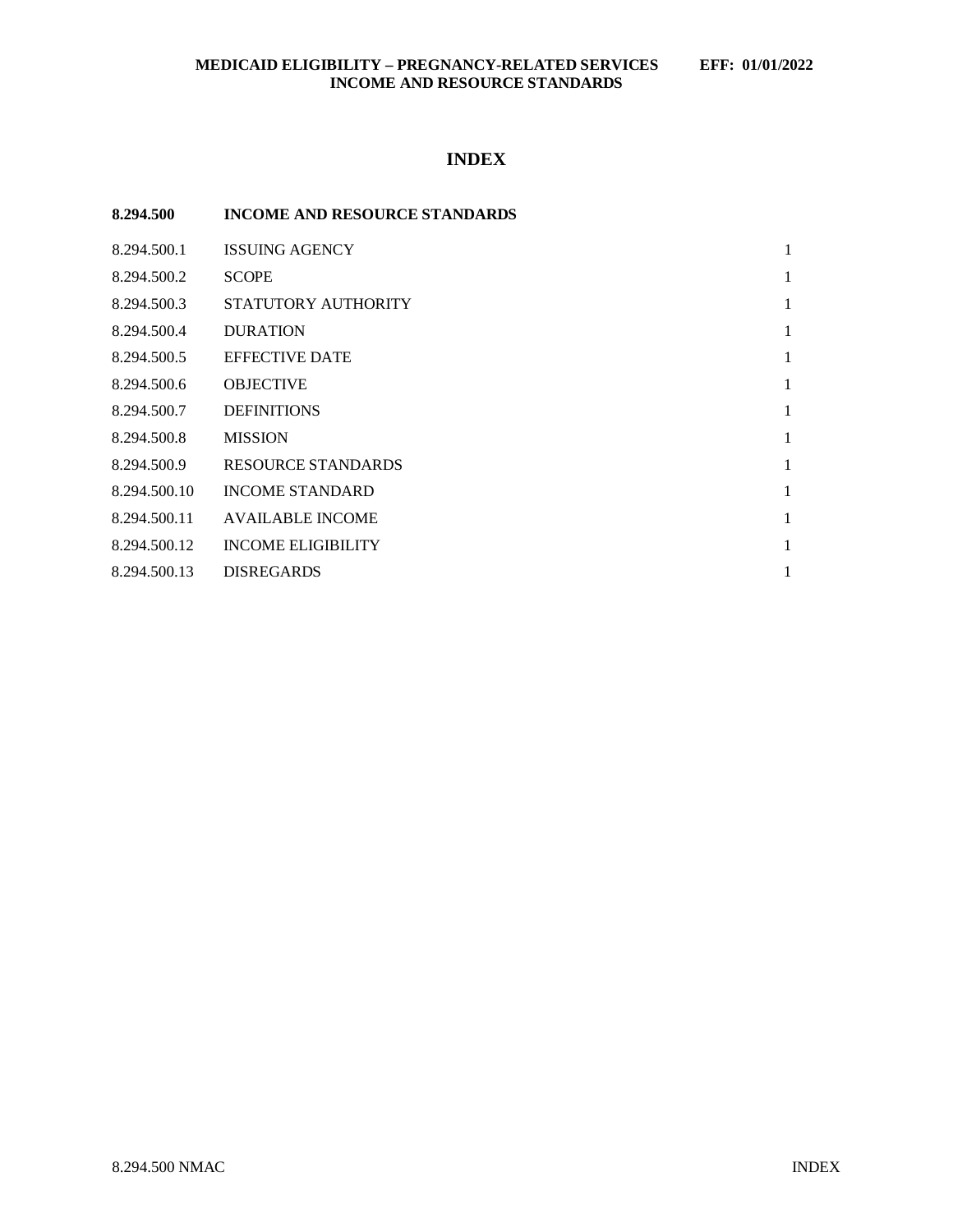# INDEX

| 8.294.500 | INCOME AND RESOURCE STANDARDS | |
|---|---|---|
| 8.294.500.1 | ISSUING AGENCY | 1 |
| 8.294.500.2 | SCOPE | 1 |
| 8.294.500.3 | STATUTORY AUTHORITY | 1 |
| 8.294.500.4 | DURATION | 1 |
| 8.294.500.5 | EFFECTIVE DATE | 1 |
| 8.294.500.6 | OBJECTIVE | 1 |
| 8.294.500.7 | DEFINITIONS | 1 |
| 8.294.500.8 | MISSION | 1 |
| 8.294.500.9 | RESOURCE STANDARDS | 1 |
| 8.294.500.10 | INCOME STANDARD | 1 |
| 8.294.500.11 | AVAILABLE INCOME | 1 |
| 8.294.500.12 | INCOME ELIGIBILITY | 1 |
| 8.294.500.13 | DISREGARDS | 1 |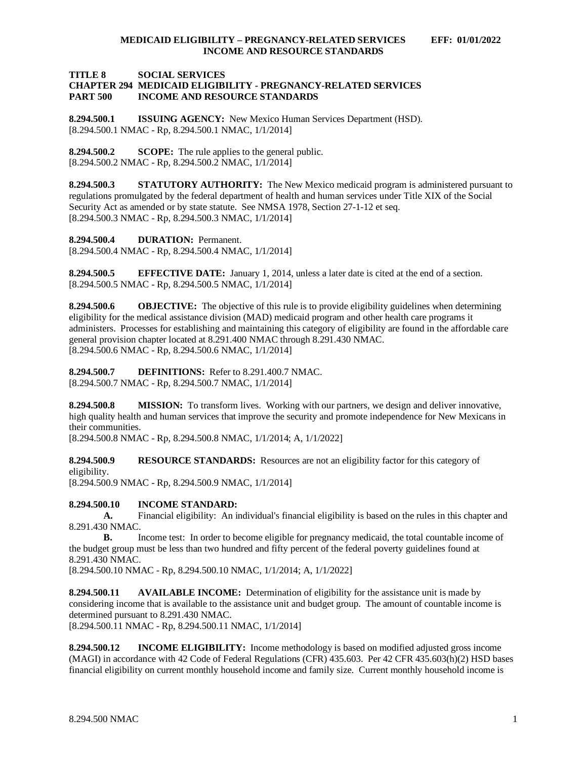**TITLE 8 SOCIAL SERVICES**
**CHAPTER 294 MEDICAID ELIGIBILITY - PREGNANCY-RELATED SERVICES**
**PART 500 INCOME AND RESOURCE STANDARDS**

**8.294.500.1 ISSUING AGENCY:** New Mexico Human Services Department (HSD).
[8.294.500.1 NMAC - Rp, 8.294.500.1 NMAC, 1/1/2014]

**8.294.500.2 SCOPE:** The rule applies to the general public.
[8.294.500.2 NMAC - Rp, 8.294.500.2 NMAC, 1/1/2014]

**8.294.500.3 STATUTORY AUTHORITY:** The New Mexico medicaid program is administered pursuant to regulations promulgated by the federal department of health and human services under Title XIX of the Social Security Act as amended or by state statute. See NMSA 1978, Section 27-1-12 et seq.
[8.294.500.3 NMAC - Rp, 8.294.500.3 NMAC, 1/1/2014]

**8.294.500.4 DURATION:** Permanent.
[8.294.500.4 NMAC - Rp, 8.294.500.4 NMAC, 1/1/2014]

**8.294.500.5 EFFECTIVE DATE:** January 1, 2014, unless a later date is cited at the end of a section.
[8.294.500.5 NMAC - Rp, 8.294.500.5 NMAC, 1/1/2014]

**8.294.500.6 OBJECTIVE:** The objective of this rule is to provide eligibility guidelines when determining eligibility for the medical assistance division (MAD) medicaid program and other health care programs it administers. Processes for establishing and maintaining this category of eligibility are found in the affordable care general provision chapter located at 8.291.400 NMAC through 8.291.430 NMAC.
[8.294.500.6 NMAC - Rp, 8.294.500.6 NMAC, 1/1/2014]

**8.294.500.7 DEFINITIONS:** Refer to 8.291.400.7 NMAC.
[8.294.500.7 NMAC - Rp, 8.294.500.7 NMAC, 1/1/2014]

**8.294.500.8 MISSION:** To transform lives. Working with our partners, we design and deliver innovative, high quality health and human services that improve the security and promote independence for New Mexicans in their communities.
[8.294.500.8 NMAC - Rp, 8.294.500.8 NMAC, 1/1/2014; A, 1/1/2022]

**8.294.500.9 RESOURCE STANDARDS:** Resources are not an eligibility factor for this category of eligibility.
[8.294.500.9 NMAC - Rp, 8.294.500.9 NMAC, 1/1/2014]

**8.294.500.10 INCOME STANDARD:**

**A.** Financial eligibility: An individual's financial eligibility is based on the rules in this chapter and 8.291.430 NMAC.

**B.** Income test: In order to become eligible for pregnancy medicaid, the total countable income of the budget group must be less than two hundred and fifty percent of the federal poverty guidelines found at 8.291.430 NMAC.

[8.294.500.10 NMAC - Rp, 8.294.500.10 NMAC, 1/1/2014; A, 1/1/2022]

**8.294.500.11 AVAILABLE INCOME:** Determination of eligibility for the assistance unit is made by considering income that is available to the assistance unit and budget group. The amount of countable income is determined pursuant to 8.291.430 NMAC.
[8.294.500.11 NMAC - Rp, 8.294.500.11 NMAC, 1/1/2014]

**8.294.500.12 INCOME ELIGIBILITY:** Income methodology is based on modified adjusted gross income (MAGI) in accordance with 42 Code of Federal Regulations (CFR) 435.603. Per 42 CFR 435.603(h)(2) HSD bases financial eligibility on current monthly household income and family size. Current monthly household income is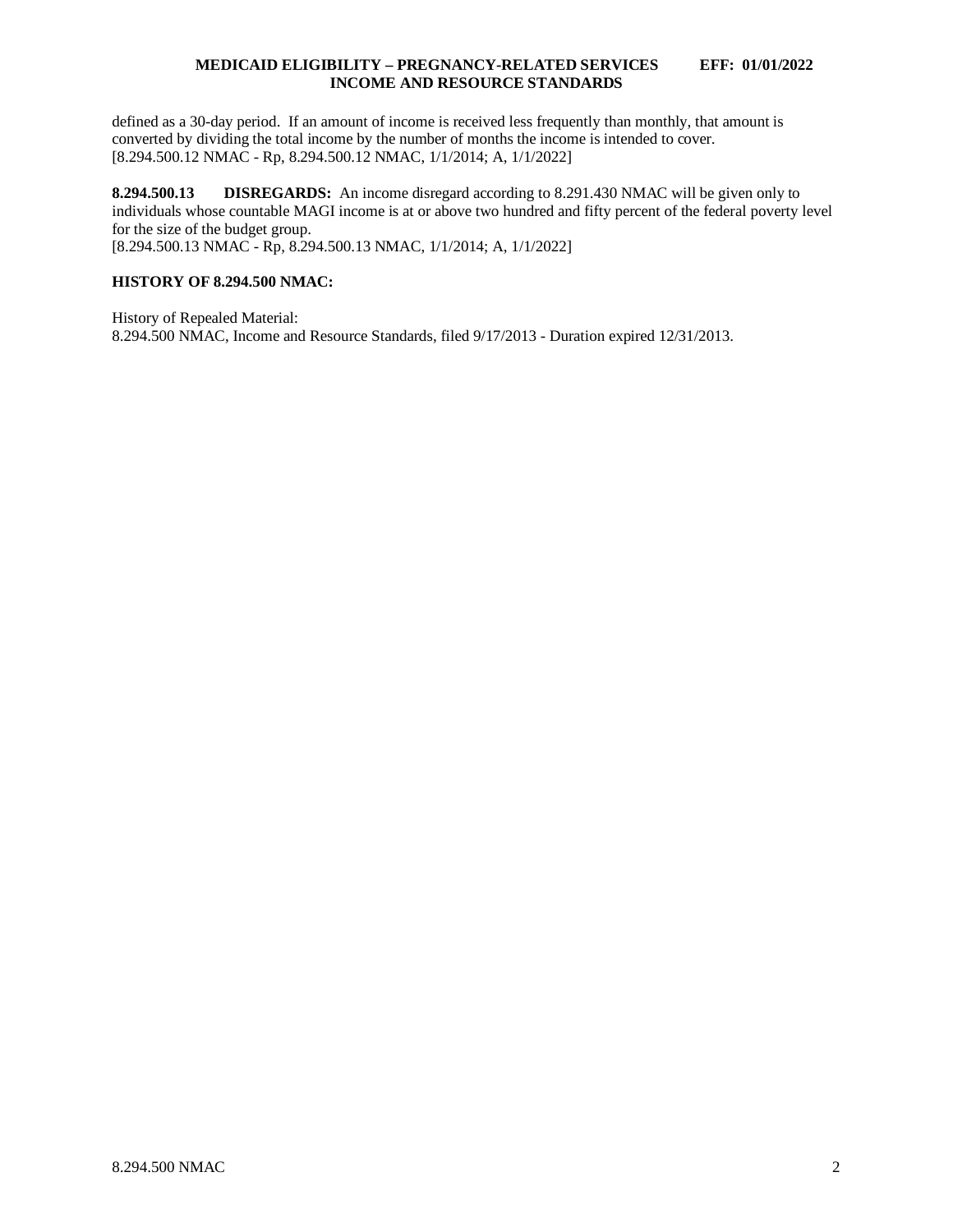defined as a 30-day period. If an amount of income is received less frequently than monthly, that amount is converted by dividing the total income by the number of months the income is intended to cover.
[8.294.500.12 NMAC - Rp, 8.294.500.12 NMAC, 1/1/2014; A, 1/1/2022]

**8.294.500.13 DISREGARDS:** An income disregard according to 8.291.430 NMAC will be given only to individuals whose countable MAGI income is at or above two hundred and fifty percent of the federal poverty level for the size of the budget group.
[8.294.500.13 NMAC - Rp, 8.294.500.13 NMAC, 1/1/2014; A, 1/1/2022]

**HISTORY OF 8.294.500 NMAC:**

History of Repealed Material:
8.294.500 NMAC, Income and Resource Standards, filed 9/17/2013 - Duration expired 12/31/2013.